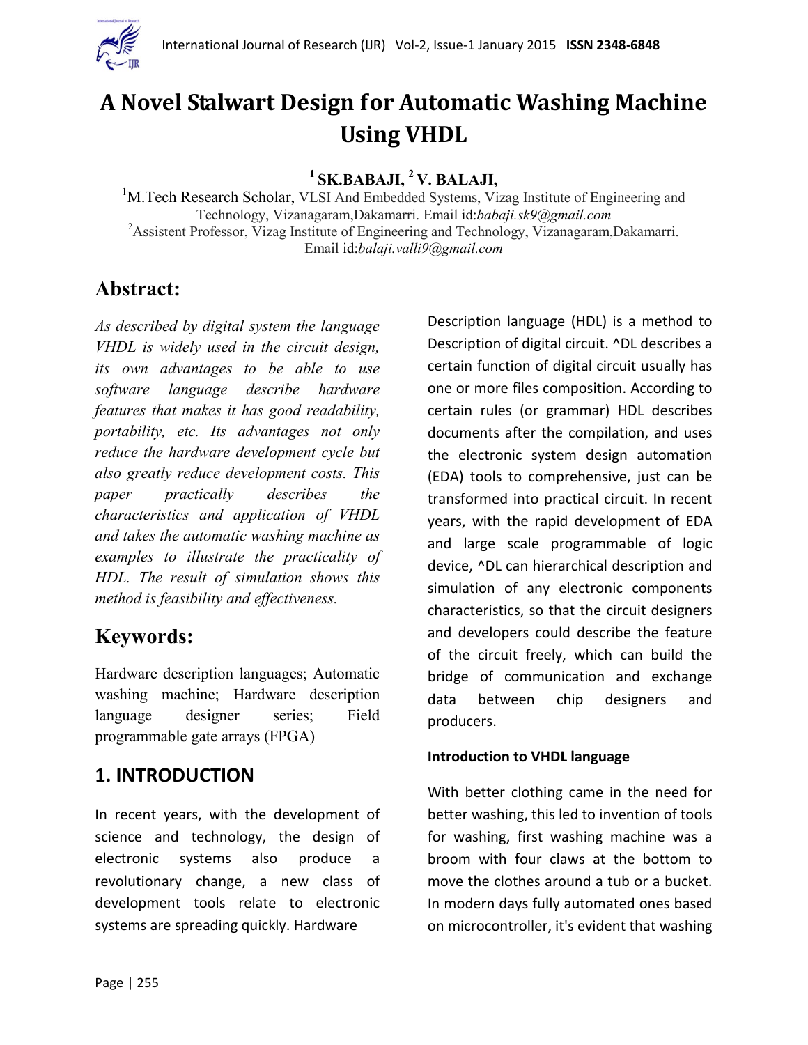# A Novel Stalwart Design for Automatic Washing Machine Using VHDL

**[1] SK.BABAJI, [2] V. BALAJI,**

[1]M.Tech Research Scholar, VLSI And Embedded Systems, Vizag Institute of Engineering and Technology, Vizanagaram,Dakamarri. Email id:*babaji.sk9@gmail.com*
[2]Assistent Professor, Vizag Institute of Engineering and Technology, Vizanagaram,Dakamarri. Email id:*balaji.valli9@gmail.com*

## Abstract:

*As described by digital system the language VHDL is widely used in the circuit design, its own advantages to be able to use software language describe hardware features that makes it has good readability, portability, etc. Its advantages not only reduce the hardware development cycle but also greatly reduce development costs. This paper practically describes the characteristics and application of VHDL and takes the automatic washing machine as examples to illustrate the practicality of HDL. The result of simulation shows this method is feasibility and effectiveness.*

## Keywords:

Hardware description languages; Automatic washing machine; Hardware description language designer series; Field programmable gate arrays (FPGA)

## 1. INTRODUCTION

In recent years, with the development of science and technology, the design of electronic systems also produce a revolutionary change, a new class of development tools relate to electronic systems are spreading quickly. Hardware Description language (HDL) is a method to Description of digital circuit. ^DL describes a certain function of digital circuit usually has one or more files composition. According to certain rules (or grammar) HDL describes documents after the compilation, and uses the electronic system design automation (EDA) tools to comprehensive, just can be transformed into practical circuit. In recent years, with the rapid development of EDA and large scale programmable of logic device, ^DL can hierarchical description and simulation of any electronic components characteristics, so that the circuit designers and developers could describe the feature of the circuit freely, which can build the bridge of communication and exchange data between chip designers and producers.

**Introduction to VHDL language**

With better clothing came in the need for better washing, this led to invention of tools for washing, first washing machine was a broom with four claws at the bottom to move the clothes around a tub or a bucket. In modern days fully automated ones based on microcontroller, it's evident that washing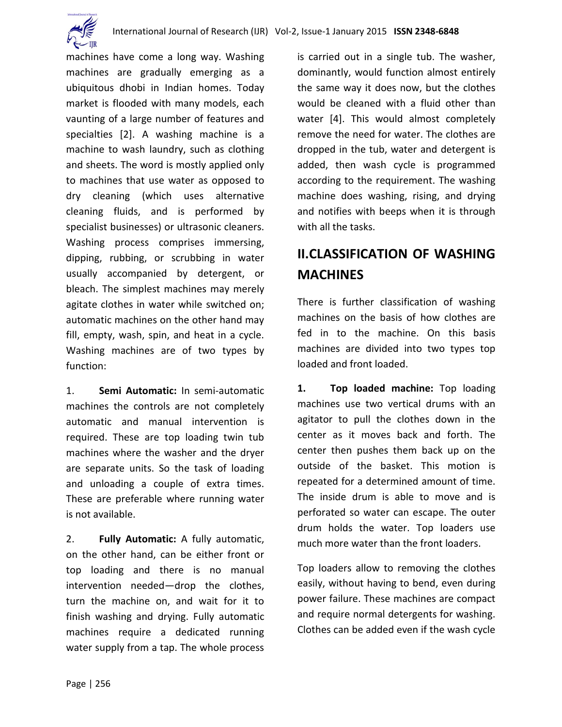machines have come a long way. Washing machines are gradually emerging as a ubiquitous dhobi in Indian homes. Today market is flooded with many models, each vaunting of a large number of features and specialties [2]. A washing machine is a machine to wash laundry, such as clothing and sheets. The word is mostly applied only to machines that use water as opposed to dry cleaning (which uses alternative cleaning fluids, and is performed by specialist businesses) or ultrasonic cleaners. Washing process comprises immersing, dipping, rubbing, or scrubbing in water usually accompanied by detergent, or bleach. The simplest machines may merely agitate clothes in water while switched on; automatic machines on the other hand may fill, empty, wash, spin, and heat in a cycle. Washing machines are of two types by function:

1. **Semi Automatic:** In semi-automatic machines the controls are not completely automatic and manual intervention is required. These are top loading twin tub machines where the washer and the dryer are separate units. So the task of loading and unloading a couple of extra times. These are preferable where running water is not available.

2. **Fully Automatic:** A fully automatic, on the other hand, can be either front or top loading and there is no manual intervention needed—drop the clothes, turn the machine on, and wait for it to finish washing and drying. Fully automatic machines require a dedicated running water supply from a tap. The whole process is carried out in a single tub. The washer, dominantly, would function almost entirely the same way it does now, but the clothes would be cleaned with a fluid other than water [4]. This would almost completely remove the need for water. The clothes are dropped in the tub, water and detergent is added, then wash cycle is programmed according to the requirement. The washing machine does washing, rising, and drying and notifies with beeps when it is through with all the tasks.

## II.CLASSIFICATION OF WASHING MACHINES

There is further classification of washing machines on the basis of how clothes are fed in to the machine. On this basis machines are divided into two types top loaded and front loaded.

**1. Top loaded machine:** Top loading machines use two vertical drums with an agitator to pull the clothes down in the center as it moves back and forth. The center then pushes them back up on the outside of the basket. This motion is repeated for a determined amount of time. The inside drum is able to move and is perforated so water can escape. The outer drum holds the water. Top loaders use much more water than the front loaders.

Top loaders allow to removing the clothes easily, without having to bend, even during power failure. These machines are compact and require normal detergents for washing. Clothes can be added even if the wash cycle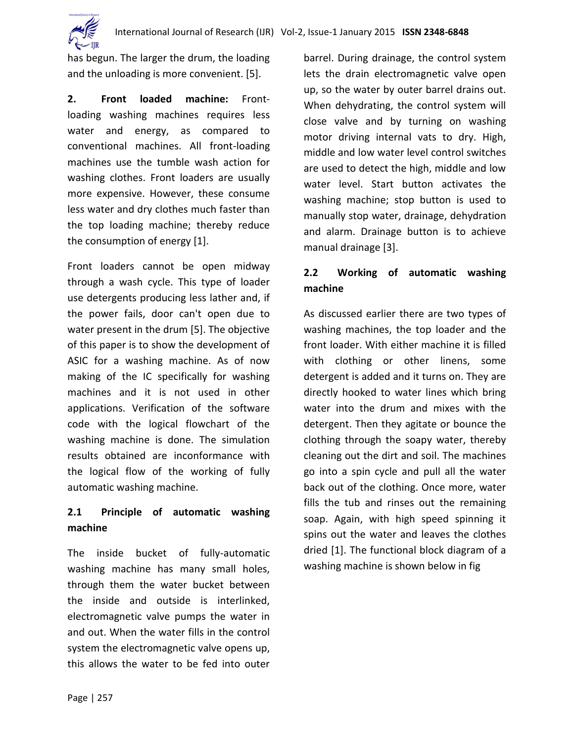has begun. The larger the drum, the loading and the unloading is more convenient. [5].

**2. Front loaded machine:** Front-loading washing machines requires less water and energy, as compared to conventional machines. All front-loading machines use the tumble wash action for washing clothes. Front loaders are usually more expensive. However, these consume less water and dry clothes much faster than the top loading machine; thereby reduce the consumption of energy [1].

Front loaders cannot be open midway through a wash cycle. This type of loader use detergents producing less lather and, if the power fails, door can't open due to water present in the drum [5]. The objective of this paper is to show the development of ASIC for a washing machine. As of now making of the IC specifically for washing machines and it is not used in other applications. Verification of the software code with the logical flowchart of the washing machine is done. The simulation results obtained are inconformance with the logical flow of the working of fully automatic washing machine.

### 2.1 Principle of automatic washing machine

The inside bucket of fully-automatic washing machine has many small holes, through them the water bucket between the inside and outside is interlinked, electromagnetic valve pumps the water in and out. When the water fills in the control system the electromagnetic valve opens up, this allows the water to be fed into outer barrel. During drainage, the control system lets the drain electromagnetic valve open up, so the water by outer barrel drains out. When dehydrating, the control system will close valve and by turning on washing motor driving internal vats to dry. High, middle and low water level control switches are used to detect the high, middle and low water level. Start button activates the washing machine; stop button is used to manually stop water, drainage, dehydration and alarm. Drainage button is to achieve manual drainage [3].

### 2.2 Working of automatic washing machine

As discussed earlier there are two types of washing machines, the top loader and the front loader. With either machine it is filled with clothing or other linens, some detergent is added and it turns on. They are directly hooked to water lines which bring water into the drum and mixes with the detergent. Then they agitate or bounce the clothing through the soapy water, thereby cleaning out the dirt and soil. The machines go into a spin cycle and pull all the water back out of the clothing. Once more, water fills the tub and rinses out the remaining soap. Again, with high speed spinning it spins out the water and leaves the clothes dried [1]. The functional block diagram of a washing machine is shown below in fig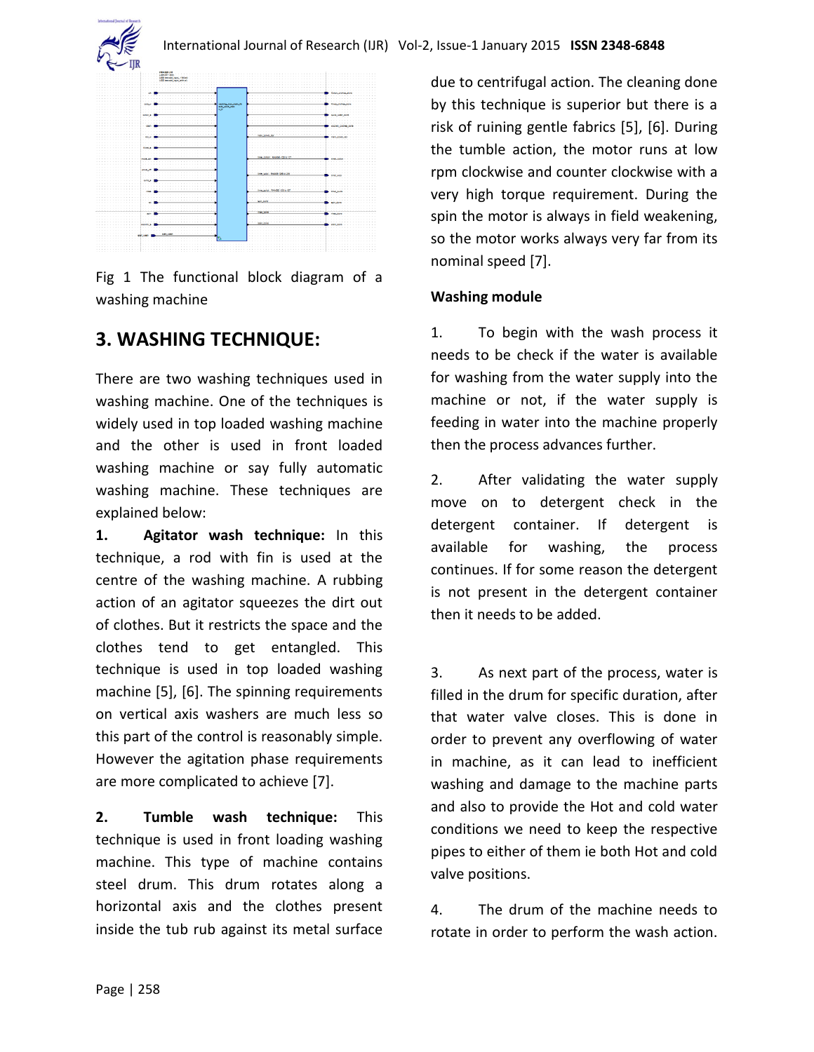Fig 1 The functional block diagram of a washing machine

## 3. WASHING TECHNIQUE:

There are two washing techniques used in washing machine. One of the techniques is widely used in top loaded washing machine and the other is used in front loaded washing machine or say fully automatic washing machine. These techniques are explained below:

1. **Agitator wash technique:** In this technique, a rod with fin is used at the centre of the washing machine. A rubbing action of an agitator squeezes the dirt out of clothes. But it restricts the space and the clothes tend to get entangled. This technique is used in top loaded washing machine [5], [6]. The spinning requirements on vertical axis washers are much less so this part of the control is reasonably simple. However the agitation phase requirements are more complicated to achieve [7].

2. **Tumble wash technique:** This technique is used in front loading washing machine. This type of machine contains steel drum. This drum rotates along a horizontal axis and the clothes present inside the tub rub against its metal surface due to centrifugal action. The cleaning done by this technique is superior but there is a risk of ruining gentle fabrics [5], [6]. During the tumble action, the motor runs at low rpm clockwise and counter clockwise with a very high torque requirement. During the spin the motor is always in field weakening, so the motor works always very far from its nominal speed [7].

**Washing module**

1. To begin with the wash process it needs to be check if the water is available for washing from the water supply into the machine or not, if the water supply is feeding in water into the machine properly then the process advances further.

2. After validating the water supply move on to detergent check in the detergent container. If detergent is available for washing, the process continues. If for some reason the detergent is not present in the detergent container then it needs to be added.

3. As next part of the process, water is filled in the drum for specific duration, after that water valve closes. This is done in order to prevent any overflowing of water in machine, as it can lead to inefficient washing and damage to the machine parts and also to provide the Hot and cold water conditions we need to keep the respective pipes to either of them ie both Hot and cold valve positions.

4. The drum of the machine needs to rotate in order to perform the wash action.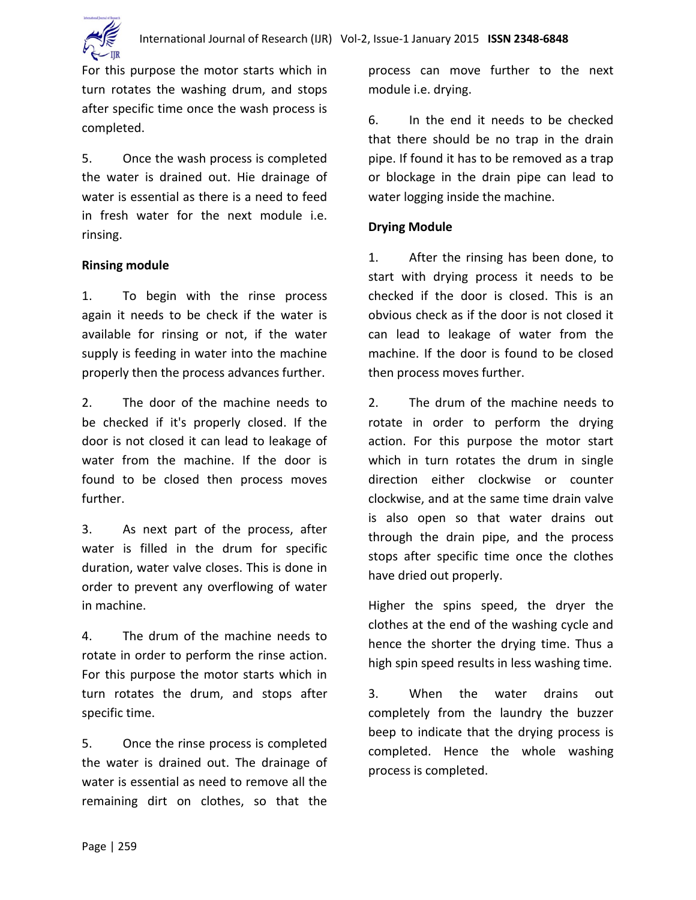For this purpose the motor starts which in turn rotates the washing drum, and stops after specific time once the wash process is completed.

5. Once the wash process is completed the water is drained out. Hie drainage of water is essential as there is a need to feed in fresh water for the next module i.e. rinsing.

**Rinsing module**

1. To begin with the rinse process again it needs to be check if the water is available for rinsing or not, if the water supply is feeding in water into the machine properly then the process advances further.

2. The door of the machine needs to be checked if it's properly closed. If the door is not closed it can lead to leakage of water from the machine. If the door is found to be closed then process moves further.

3. As next part of the process, after water is filled in the drum for specific duration, water valve closes. This is done in order to prevent any overflowing of water in machine.

4. The drum of the machine needs to rotate in order to perform the rinse action. For this purpose the motor starts which in turn rotates the drum, and stops after specific time.

5. Once the rinse process is completed the water is drained out. The drainage of water is essential as need to remove all the remaining dirt on clothes, so that the process can move further to the next module i.e. drying.

6. In the end it needs to be checked that there should be no trap in the drain pipe. If found it has to be removed as a trap or blockage in the drain pipe can lead to water logging inside the machine.

**Drying Module**

1. After the rinsing has been done, to start with drying process it needs to be checked if the door is closed. This is an obvious check as if the door is not closed it can lead to leakage of water from the machine. If the door is found to be closed then process moves further.

2. The drum of the machine needs to rotate in order to perform the drying action. For this purpose the motor start which in turn rotates the drum in single direction either clockwise or counter clockwise, and at the same time drain valve is also open so that water drains out through the drain pipe, and the process stops after specific time once the clothes have dried out properly.

Higher the spins speed, the dryer the clothes at the end of the washing cycle and hence the shorter the drying time. Thus a high spin speed results in less washing time.

3. When the water drains out completely from the laundry the buzzer beep to indicate that the drying process is completed. Hence the whole washing process is completed.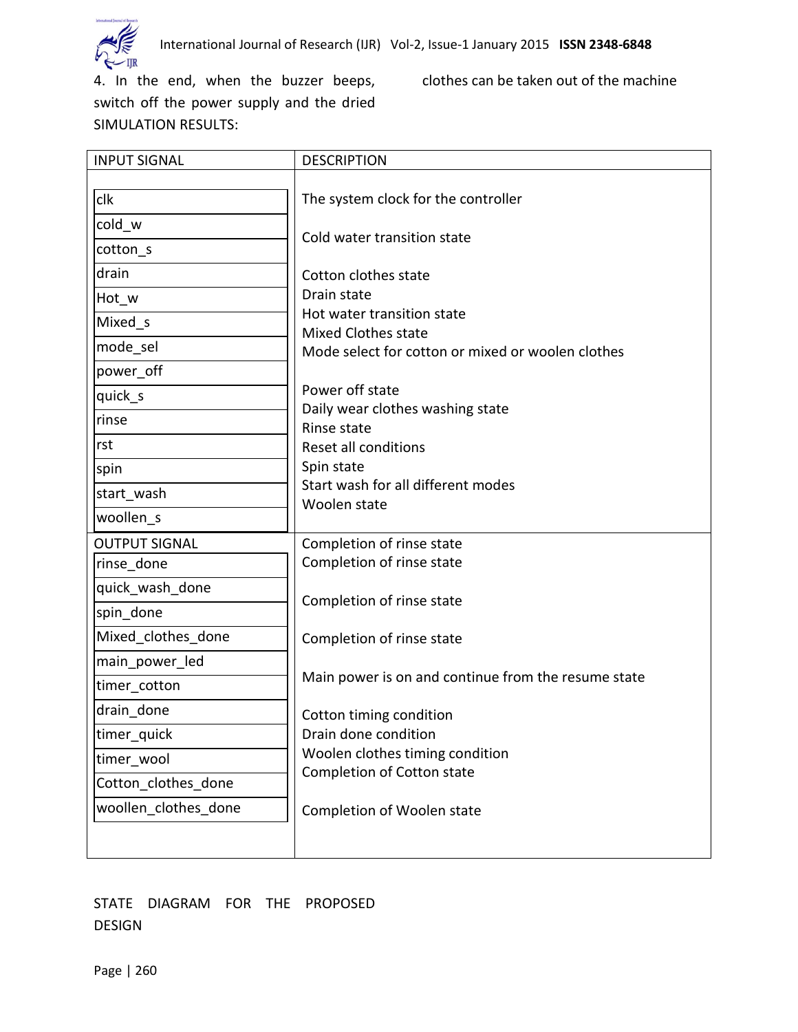4. In the end, when the buzzer beeps, switch off the power supply and the dried clothes can be taken out of the machine

SIMULATION RESULTS:

| INPUT SIGNAL | DESCRIPTION |
|---|---|
| clk | The system clock for the controller |
| cold_w | Cold water transition state |
| cotton_s | |
| drain | Cotton clothes state |
| Hot_w | Drain state |
| Mixed_s | Hot water transition state |
| mode_sel | Mixed Clothes state |
| power_off | Mode select for cotton or mixed or woolen clothes |
| quick_s | Power off state |
| rinse | Daily wear clothes washing state |
| rst | Rinse state |
| spin | Reset all conditions |
| start_wash | Spin state |
| woollen_s | Start wash for all different modes |
| | Woolen state |
| OUTPUT SIGNAL | Completion of rinse state |
| rinse_done | Completion of rinse state |
| quick_wash_done | |
| spin_done | Completion of rinse state |
| Mixed_clothes_done | Completion of rinse state |
| main_power_led | |
| timer_cotton | Main power is on and continue from the resume state |
| drain_done | Cotton timing condition |
| timer_quick | Drain done condition |
| timer_wool | Woolen clothes timing condition |
| Cotton_clothes_done | Completion of Cotton state |
| woollen_clothes_done | Completion of Woolen state |

STATE DIAGRAM FOR THE PROPOSED DESIGN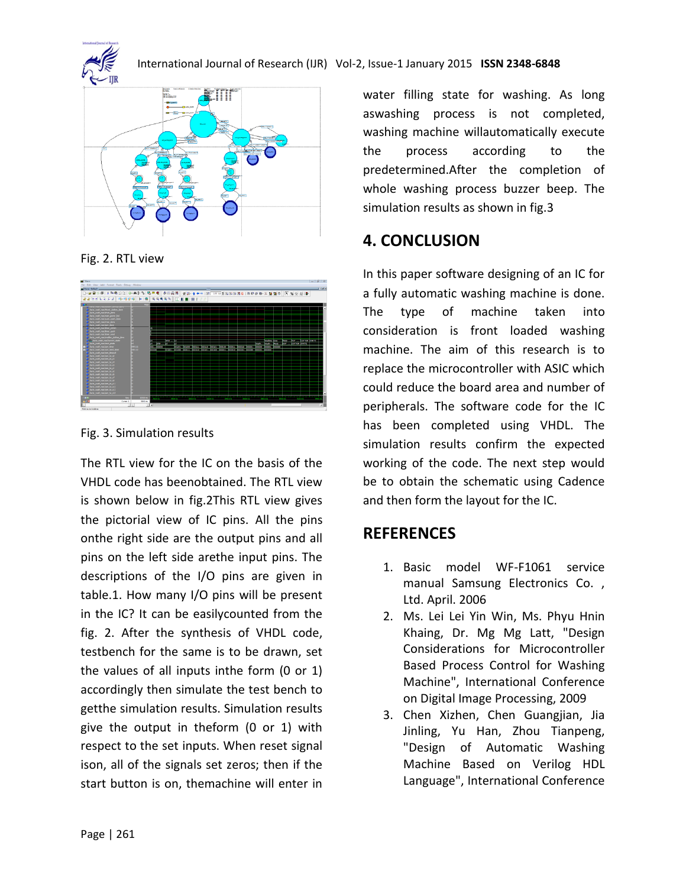Fig. 2. RTL view

Fig. 3. Simulation results

The RTL view for the IC on the basis of the VHDL code has beenobtained. The RTL view is shown below in fig.2This RTL view gives the pictorial view of IC pins. All the pins onthe right side are the output pins and all pins on the left side arethe input pins. The descriptions of the I/O pins are given in table.1. How many I/O pins will be present in the IC? It can be easilycounted from the fig. 2. After the synthesis of VHDL code, testbench for the same is to be drawn, set the values of all inputs inthe form (0 or 1) accordingly then simulate the test bench to getthe simulation results. Simulation results give the output in theform (0 or 1) with respect to the set inputs. When reset signal ison, all of the signals set zeros; then if the start button is on, themachine will enter in water filling state for washing. As long aswashing process is not completed, washing machine willautomatically execute the process according to the predetermined.After the completion of whole washing process buzzer beep. The simulation results as shown in fig.3

## 4. CONCLUSION

In this paper software designing of an IC for a fully automatic washing machine is done. The type of machine taken into consideration is front loaded washing machine. The aim of this research is to replace the microcontroller with ASIC which could reduce the board area and number of peripherals. The software code for the IC has been completed using VHDL. The simulation results confirm the expected working of the code. The next step would be to obtain the schematic using Cadence and then form the layout for the IC.

## REFERENCES

1. Basic model WF-F1061 service manual Samsung Electronics Co. , Ltd. April. 2006
2. Ms. Lei Lei Yin Win, Ms. Phyu Hnin Khaing, Dr. Mg Mg Latt, "Design Considerations for Microcontroller Based Process Control for Washing Machine", International Conference on Digital Image Processing, 2009
3. Chen Xizhen, Chen Guangjian, Jia Jinling, Yu Han, Zhou Tianpeng, "Design of Automatic Washing Machine Based on Verilog HDL Language", International Conference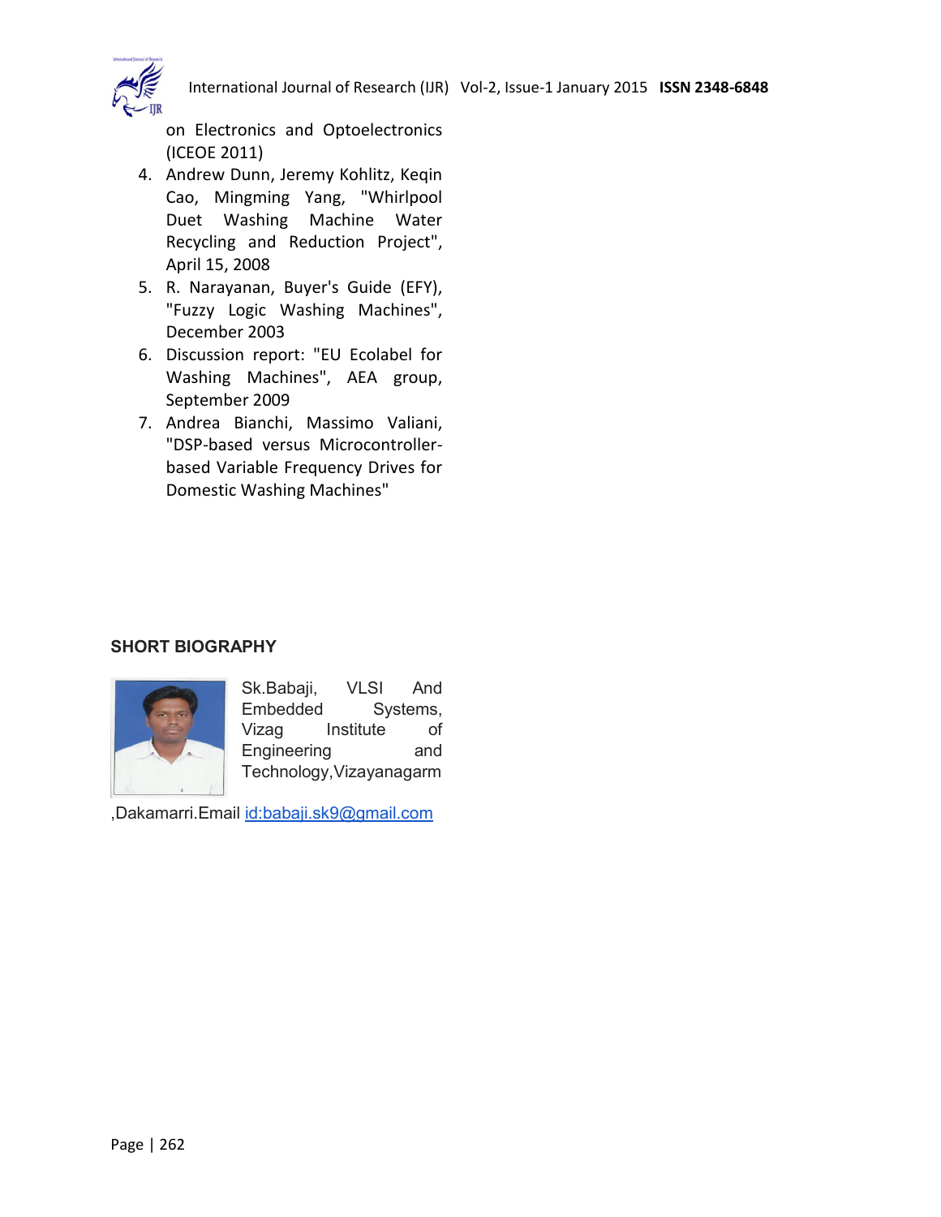on Electronics and Optoelectronics (ICEOE 2011)

4. Andrew Dunn, Jeremy Kohlitz, Keqin Cao, Mingming Yang, "Whirlpool Duet Washing Machine Water Recycling and Reduction Project", April 15, 2008
5. R. Narayanan, Buyer's Guide (EFY), "Fuzzy Logic Washing Machines", December 2003
6. Discussion report: "EU Ecolabel for Washing Machines", AEA group, September 2009
7. Andrea Bianchi, Massimo Valiani, "DSP-based versus Microcontroller-based Variable Frequency Drives for Domestic Washing Machines"

## SHORT BIOGRAPHY

Sk.Babaji, VLSI And Embedded Systems, Vizag Institute of Engineering and Technology,Vizayanagarm ,Dakamarri.Email id:babaji.sk9@gmail.com